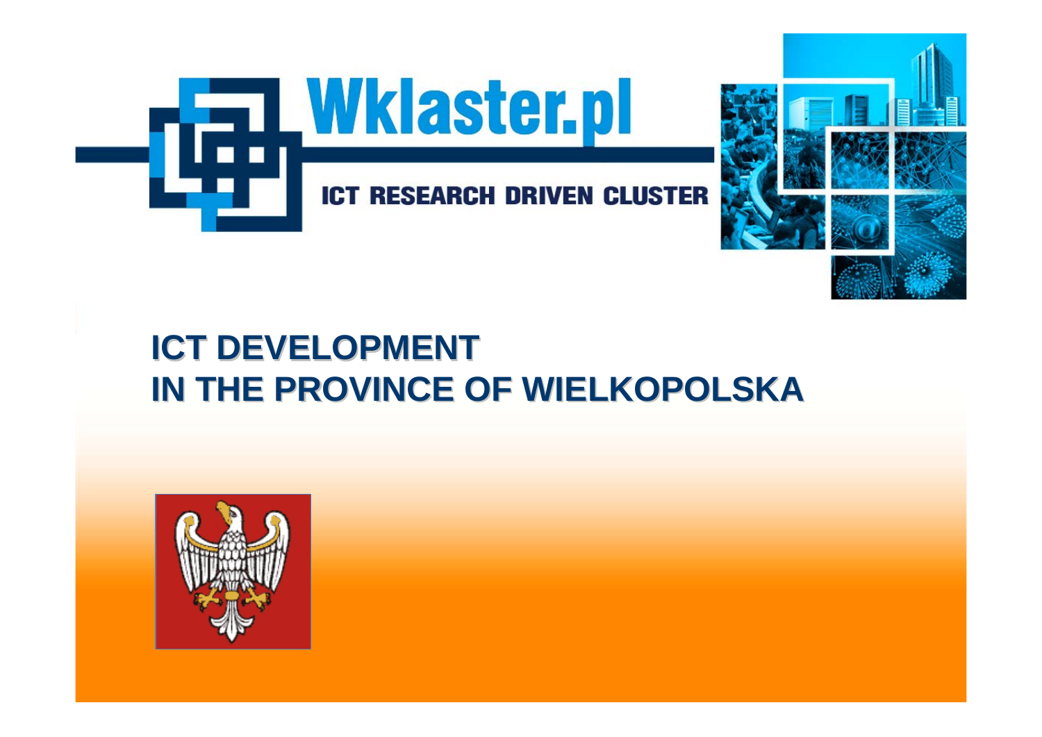Wklaster.pl

ICT RESEARCH DRIVEN CLUSTER

# ICT DEVELOPMENT IN THE PROVINCE OF WIELKOPOLSKA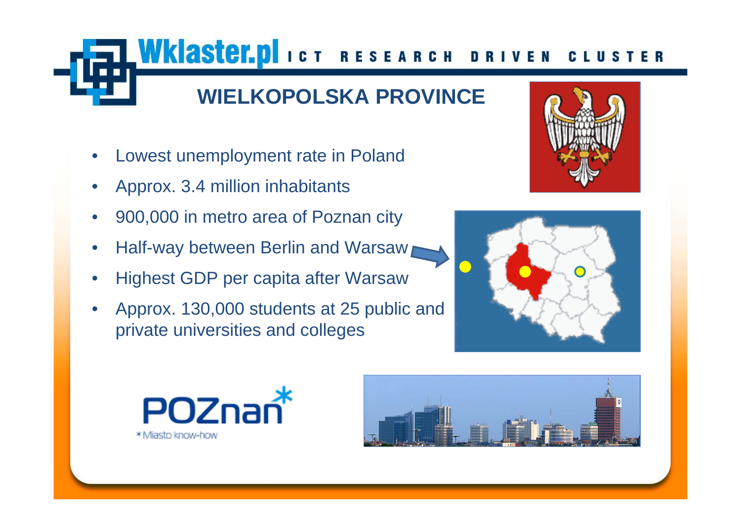Wklaster.pl ICT RESEARCH DRIVEN CLUSTER

# WIELKOPOLSKA PROVINCE

- Lowest unemployment rate in Poland
- Approx. 3.4 million inhabitants
- 900,000 in metro area of Poznan city
- Half-way between Berlin and Warsaw
- Highest GDP per capita after Warsaw
- Approx. 130,000 students at 25 public and private universities and colleges

POZnan
*Miasto know-how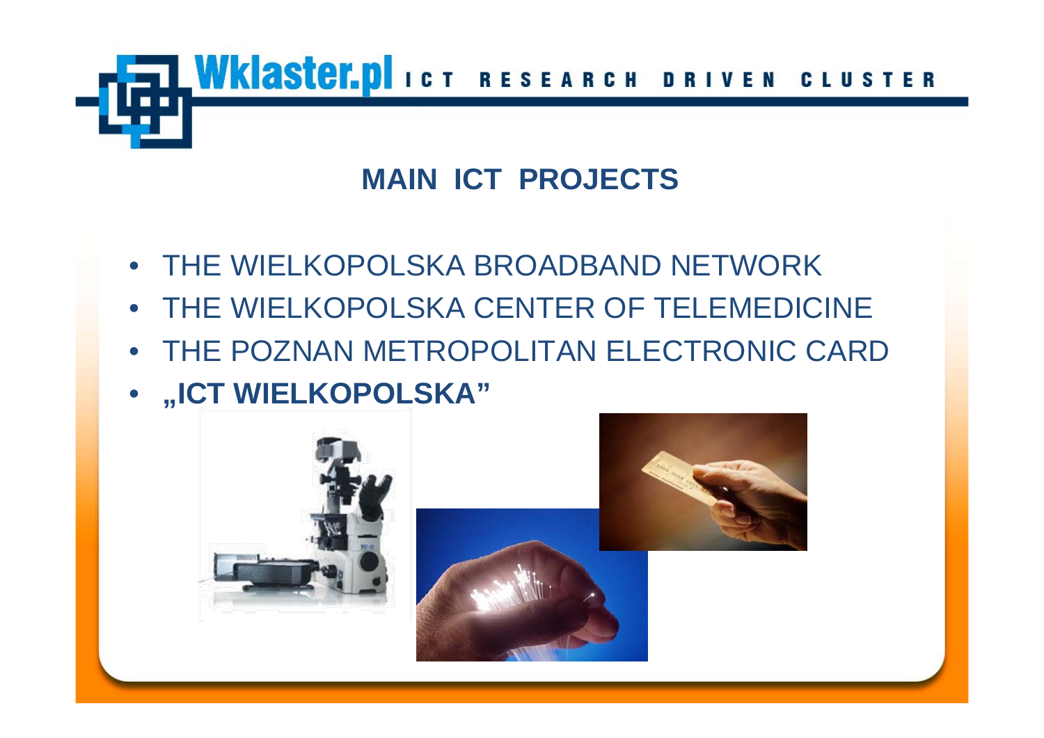## MAIN ICT PROJECTS

- THE WIELKOPOLSKA BROADBAND NETWORK
- THE WIELKOPOLSKA CENTER OF TELEMEDICINE
- THE POZNAN METROPOLITAN ELECTRONIC CARD
- **„ICT WIELKOPOLSKA"**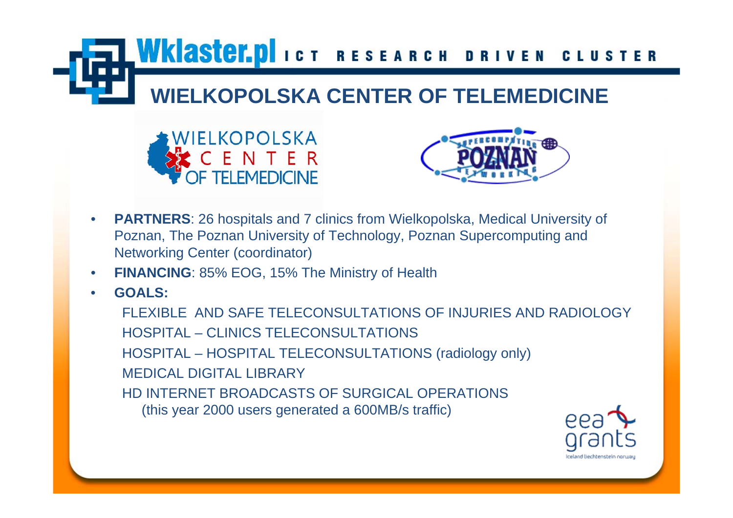# WIELKOPOLSKA CENTER OF TELEMEDICINE

- **PARTNERS**: 26 hospitals and 7 clinics from Wielkopolska, Medical University of Poznan, The Poznan University of Technology, Poznan Supercomputing and Networking Center (coordinator)
- **FINANCING**: 85% EOG, 15% The Ministry of Health
- **GOALS:**

  FLEXIBLE AND SAFE TELECONSULTATIONS OF INJURIES AND RADIOLOGY

  HOSPITAL – CLINICS TELECONSULTATIONS

  HOSPITAL – HOSPITAL TELECONSULTATIONS (radiology only)

  MEDICAL DIGITAL LIBRARY

  HD INTERNET BROADCASTS OF SURGICAL OPERATIONS
  (this year 2000 users generated a 600MB/s traffic)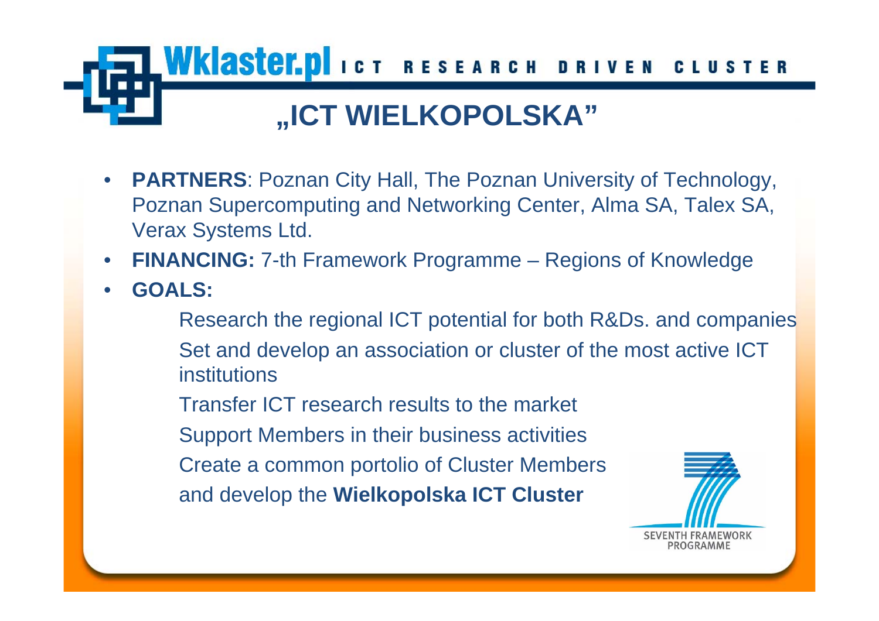Wklaster.pl ICT RESEARCH DRIVEN CLUSTER

# „ICT WIELKOPOLSKA"

- **PARTNERS**: Poznan City Hall, The Poznan University of Technology, Poznan Supercomputing and Networking Center, Alma SA, Talex SA, Verax Systems Ltd.
- **FINANCING:** 7-th Framework Programme – Regions of Knowledge
- **GOALS:**

  Research the regional ICT potential for both R&Ds. and companies

  Set and develop an association or cluster of the most active ICT institutions

  Transfer ICT research results to the market

  Support Members in their business activities

  Create a common portolio of Cluster Members

  and develop the **Wielkopolska ICT Cluster**

SEVENTH FRAMEWORK PROGRAMME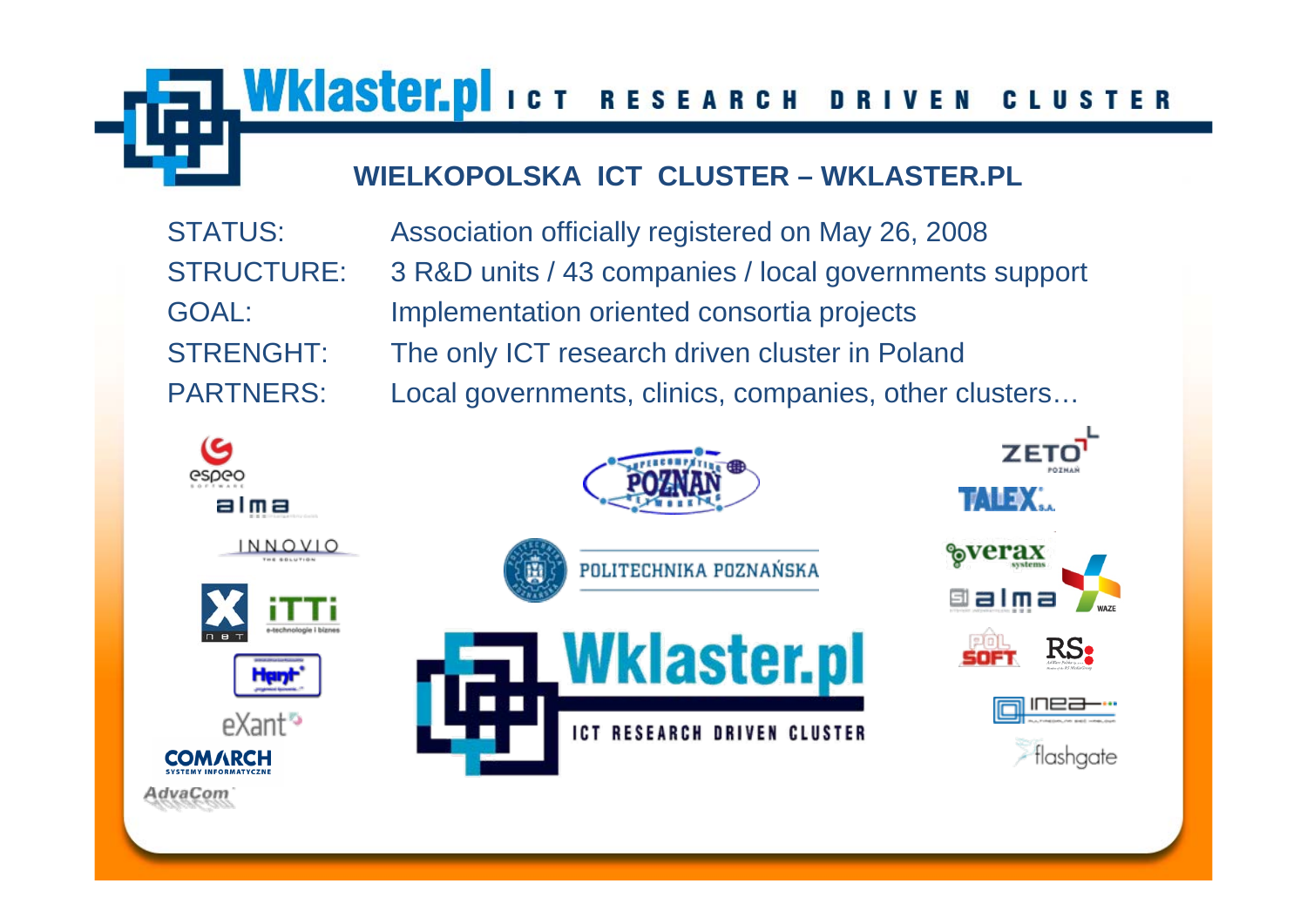# Wklaster.pl ICT RESEARCH DRIVEN CLUSTER

## WIELKOPOLSKA ICT CLUSTER – WKLASTER.PL

| | |
|---|---|
| STATUS: | Association officially registered on May 26, 2008 |
| STRUCTURE: | 3 R&D units / 43 companies / local governments support |
| GOAL: | Implementation oriented consortia projects |
| STRENGHT: | The only ICT research driven cluster in Poland |
| PARTNERS: | Local governments, clinics, companies, other clusters… |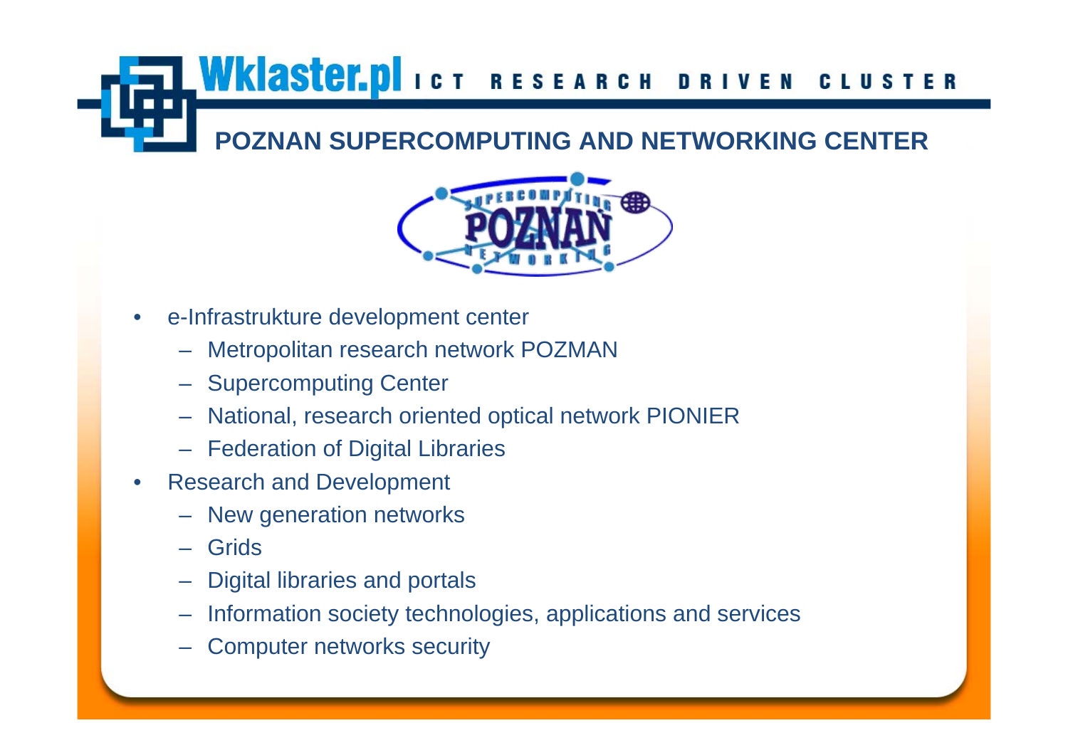# POZNAN SUPERCOMPUTING AND NETWORKING CENTER

- e-Infrastrukture development center
  - Metropolitan research network POZMAN
  - Supercomputing Center
  - National, research oriented optical network PIONIER
  - Federation of Digital Libraries
- Research and Development
  - New generation networks
  - Grids
  - Digital libraries and portals
  - Information society technologies, applications and services
  - Computer networks security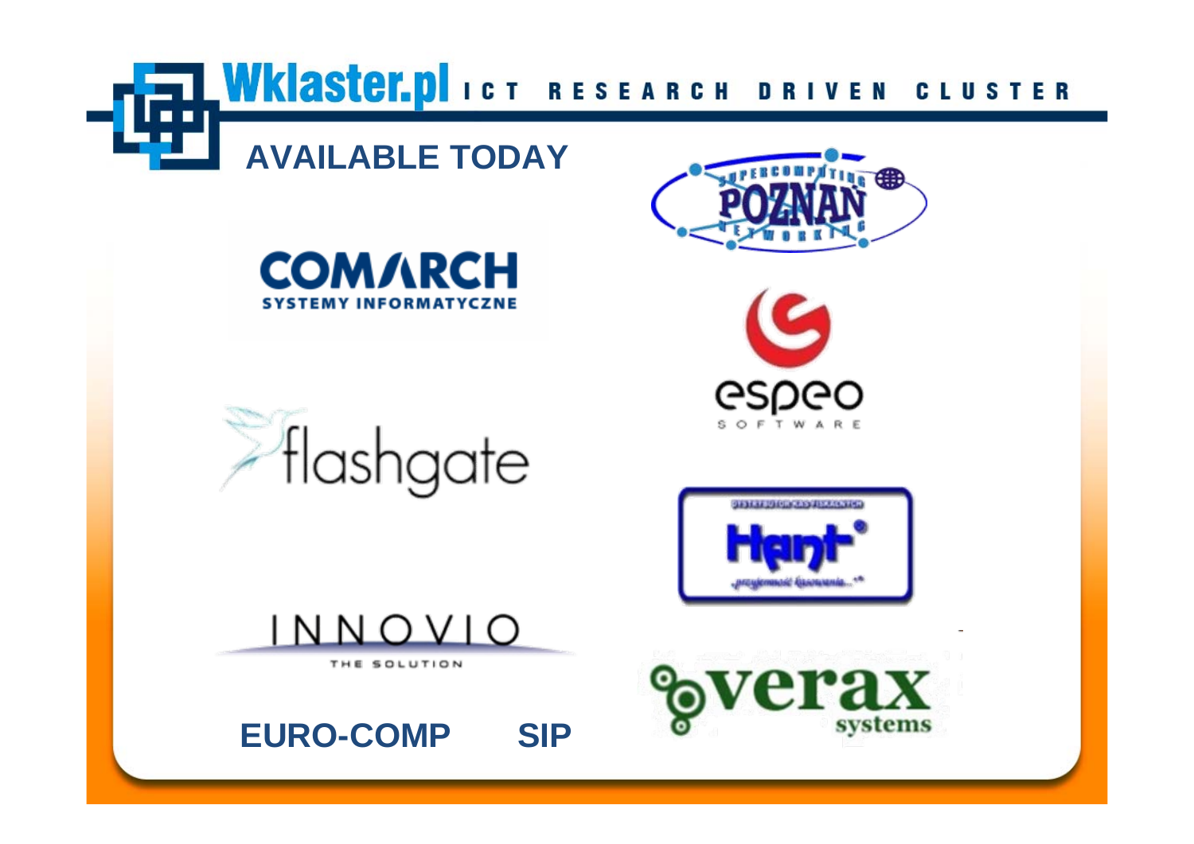Wklaster.pl ICT RESEARCH DRIVEN CLUSTER

## AVAILABLE TODAY

SUPERCOMPUTING POZNAN NETWORKING

COMARCH SYSTEMY INFORMATYCZNE

espeo SOFTWARE

flashgate

Hant

INNOVIO THE SOLUTION

verax systems

EURO-COMP SIP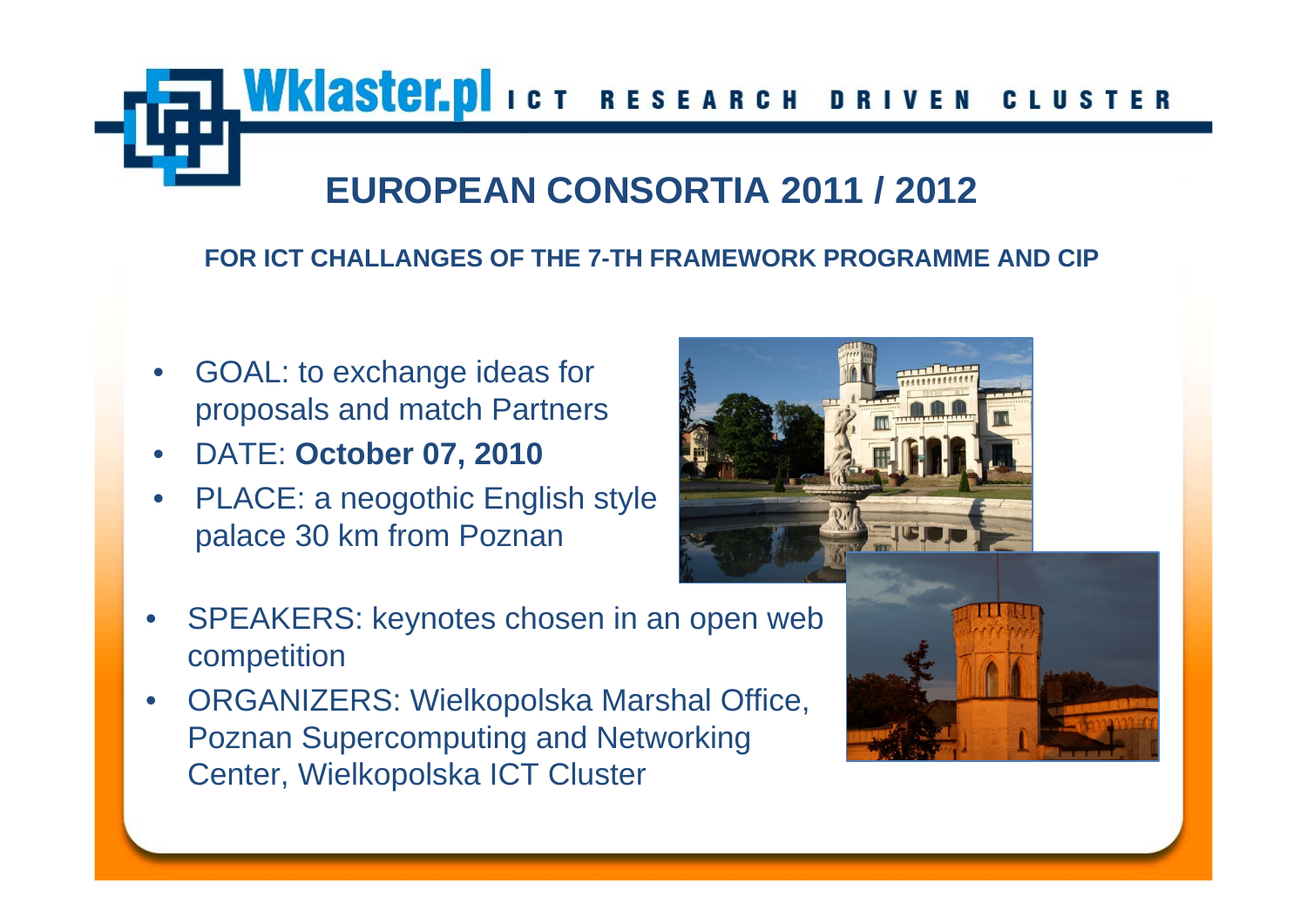# EUROPEAN CONSORTIA 2011 / 2012

### FOR ICT CHALLANGES OF THE 7-TH FRAMEWORK PROGRAMME AND CIP

- GOAL: to exchange ideas for proposals and match Partners
- DATE: **October 07, 2010**
- PLACE: a neogothic English style palace 30 km from Poznan
- SPEAKERS: keynotes chosen in an open web competition
- ORGANIZERS: Wielkopolska Marshal Office, Poznan Supercomputing and Networking Center, Wielkopolska ICT Cluster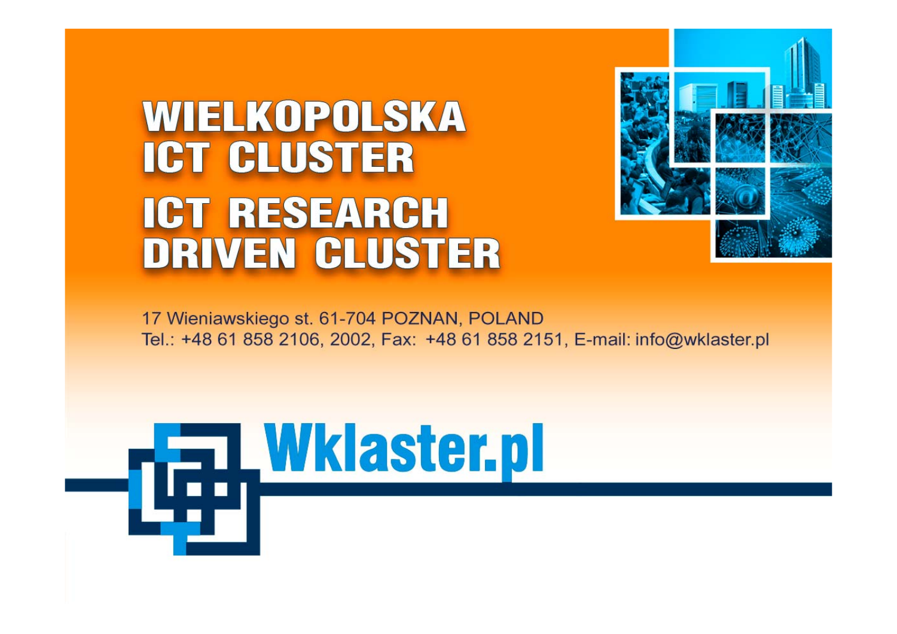# WIELKOPOLSKA ICT CLUSTER

# ICT RESEARCH DRIVEN CLUSTER

17 Wieniawskiego st. 61-704 POZNAN, POLAND
Tel.: +48 61 858 2106, 2002, Fax: +48 61 858 2151, E-mail: info@wklaster.pl

Wklaster.pl